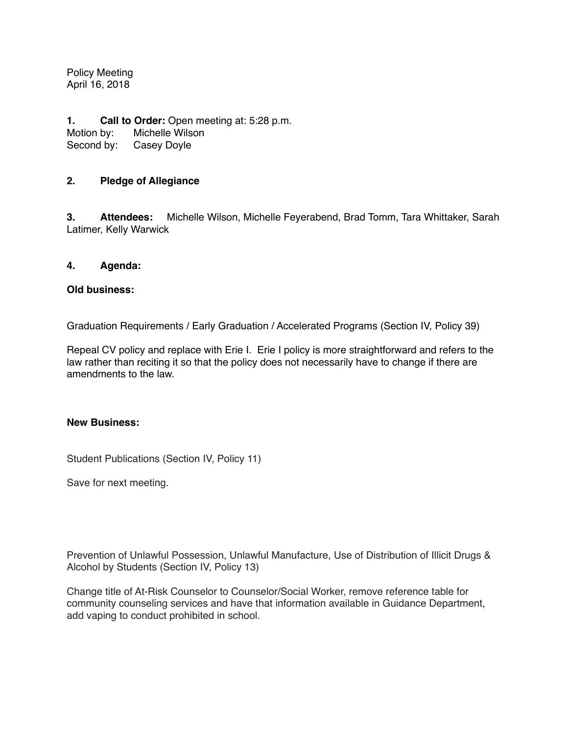Policy Meeting
April 16, 2018

**1. Call to Order:** Open meeting at: 5:28 p.m.
Motion by: Michelle Wilson
Second by: Casey Doyle

**2. Pledge of Allegiance**

**3. Attendees:** Michelle Wilson, Michelle Feyerabend, Brad Tomm, Tara Whittaker, Sarah Latimer, Kelly Warwick

**4. Agenda:**

**Old business:**

Graduation Requirements / Early Graduation / Accelerated Programs (Section IV, Policy 39)

Repeal CV policy and replace with Erie I. Erie I policy is more straightforward and refers to the law rather than reciting it so that the policy does not necessarily have to change if there are amendments to the law.

**New Business:**

Student Publications (Section IV, Policy 11)

Save for next meeting.

Prevention of Unlawful Possession, Unlawful Manufacture, Use of Distribution of Illicit Drugs & Alcohol by Students (Section IV, Policy 13)

Change title of At-Risk Counselor to Counselor/Social Worker, remove reference table for community counseling services and have that information available in Guidance Department, add vaping to conduct prohibited in school.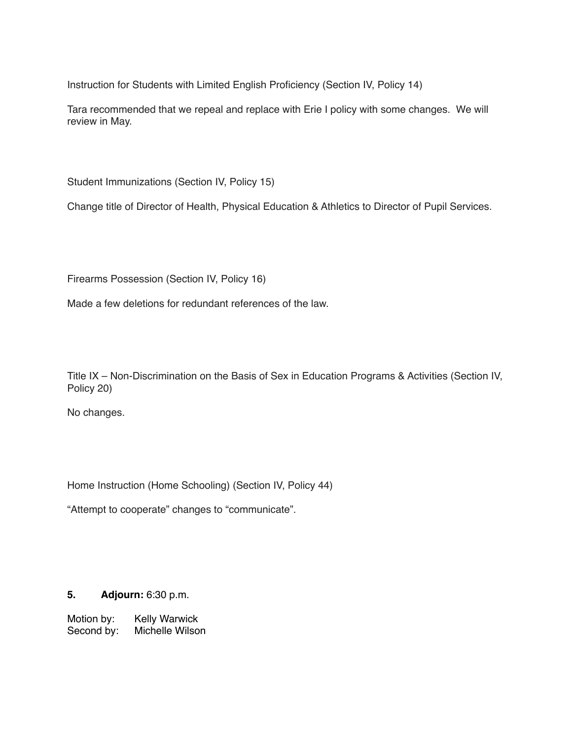Instruction for Students with Limited English Proficiency (Section IV, Policy 14)

Tara recommended that we repeal and replace with Erie I policy with some changes.  We will review in May.

Student Immunizations (Section IV, Policy 15)

Change title of Director of Health, Physical Education & Athletics to Director of Pupil Services.

Firearms Possession (Section IV, Policy 16)

Made a few deletions for redundant references of the law.

Title IX – Non-Discrimination on the Basis of Sex in Education Programs & Activities (Section IV, Policy 20)

No changes.

Home Instruction (Home Schooling) (Section IV, Policy 44)

"Attempt to cooperate" changes to "communicate".

**5. Adjourn:** 6:30 p.m.

Motion by: Kelly Warwick  
Second by: Michelle Wilson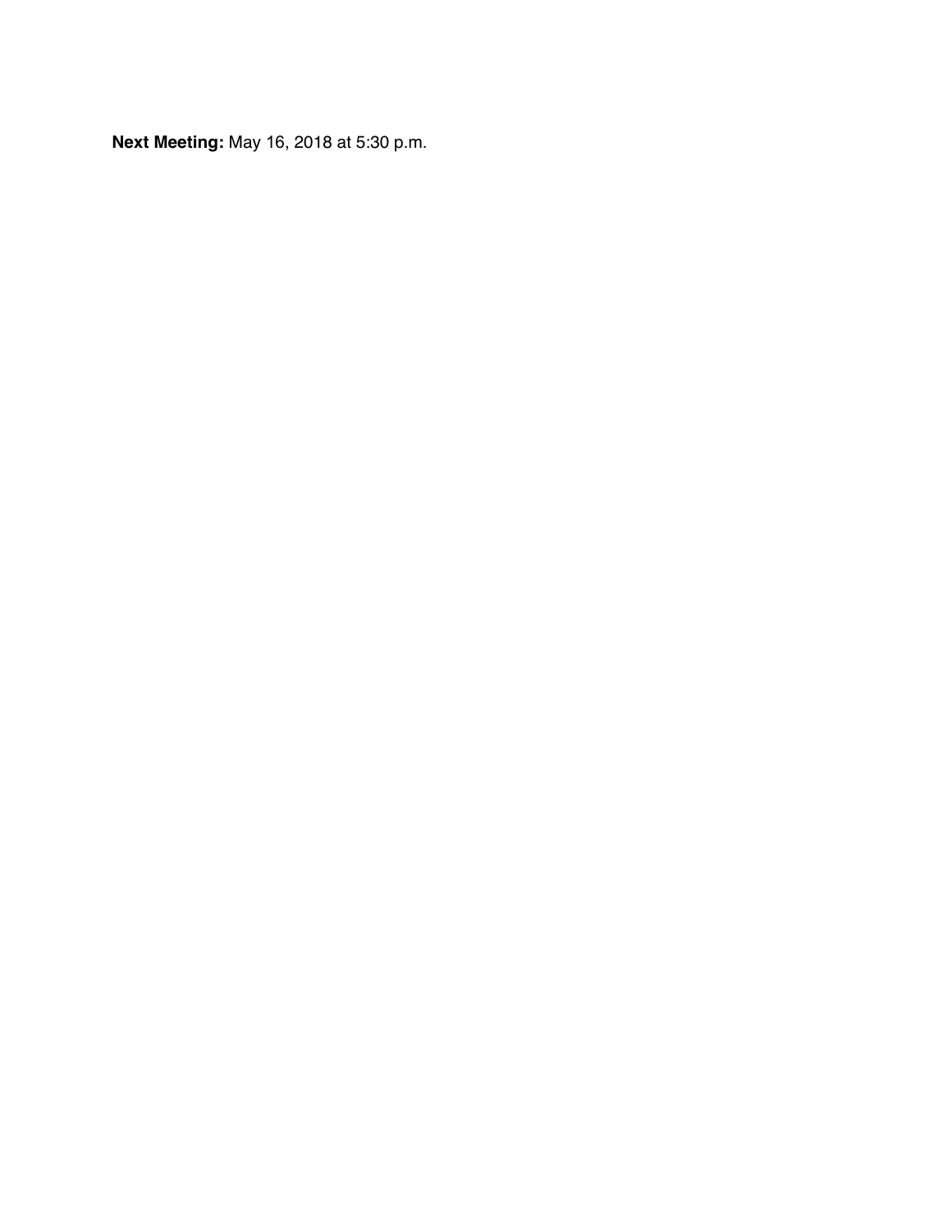**Next Meeting:** May 16, 2018 at 5:30 p.m.